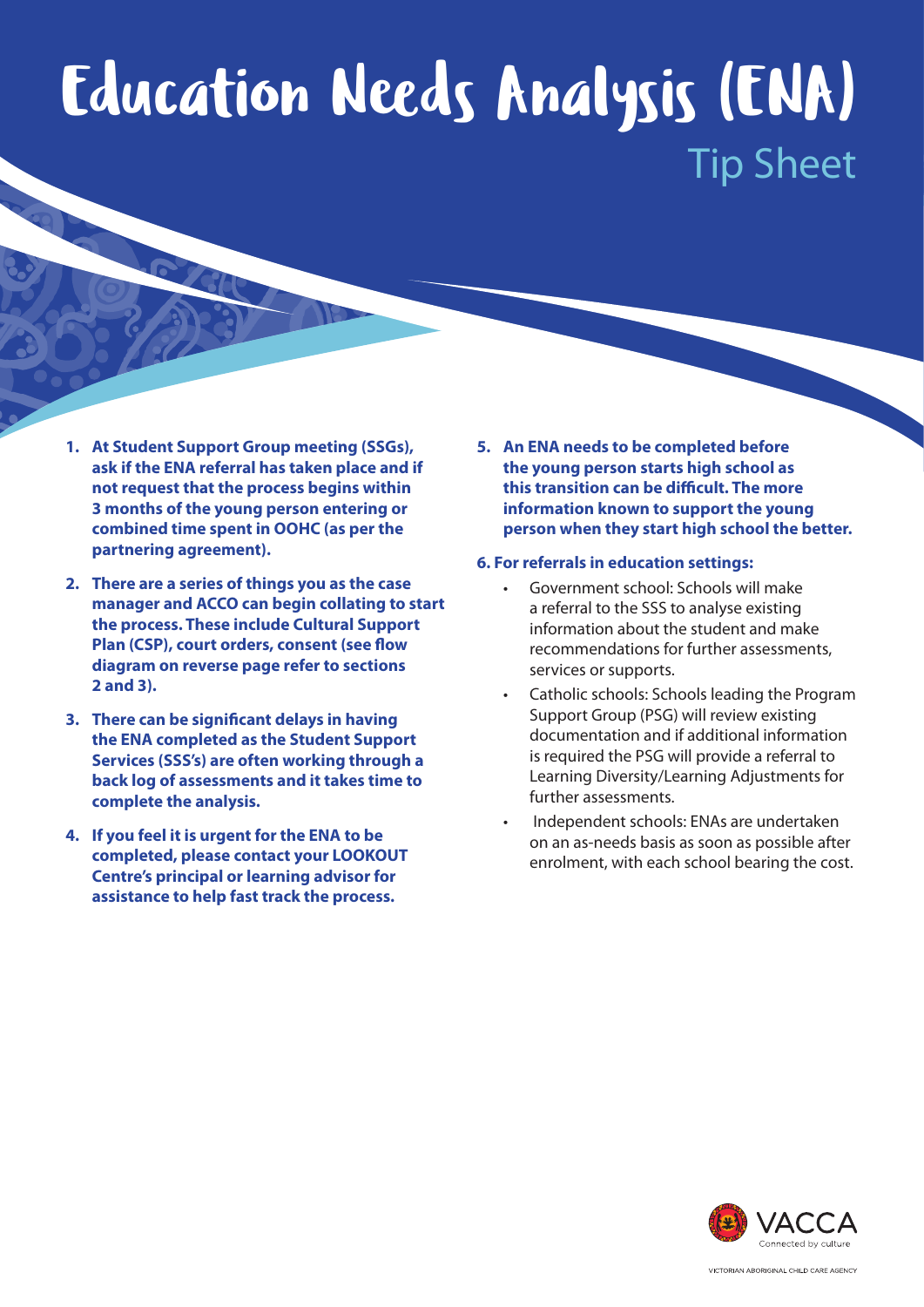# Education Needs Analysis (ENA)

## Tip Sheet

1. **At Student Support Group meeting (SSGs), ask if the ENA referral has taken place and if not request that the process begins within 3 months of the young person entering or combined time spent in OOHC (as per the partnering agreement).**

2. **There are a series of things you as the case manager and ACCO can begin collating to start the process. These include Cultural Support Plan (CSP), court orders, consent (see flow diagram on reverse page refer to sections 2 and 3).**

3. **There can be significant delays in having the ENA completed as the Student Support Services (SSS's) are often working through a back log of assessments and it takes time to complete the analysis.**

4. **If you feel it is urgent for the ENA to be completed, please contact your LOOKOUT Centre's principal or learning advisor for assistance to help fast track the process.**

5. **An ENA needs to be completed before the young person starts high school as this transition can be difficult. The more information known to support the young person when they start high school the better.**

6. **For referrals in education settings:**
   - Government school: Schools will make a referral to the SSS to analyse existing information about the student and make recommendations for further assessments, services or supports.
   - Catholic schools: Schools leading the Program Support Group (PSG) will review existing documentation and if additional information is required the PSG will provide a referral to Learning Diversity/Learning Adjustments for further assessments.
   - Independent schools: ENAs are undertaken on an as-needs basis as soon as possible after enrolment, with each school bearing the cost.

VACCA
Connected by culture
VICTORIAN ABORIGINAL CHILD CARE AGENCY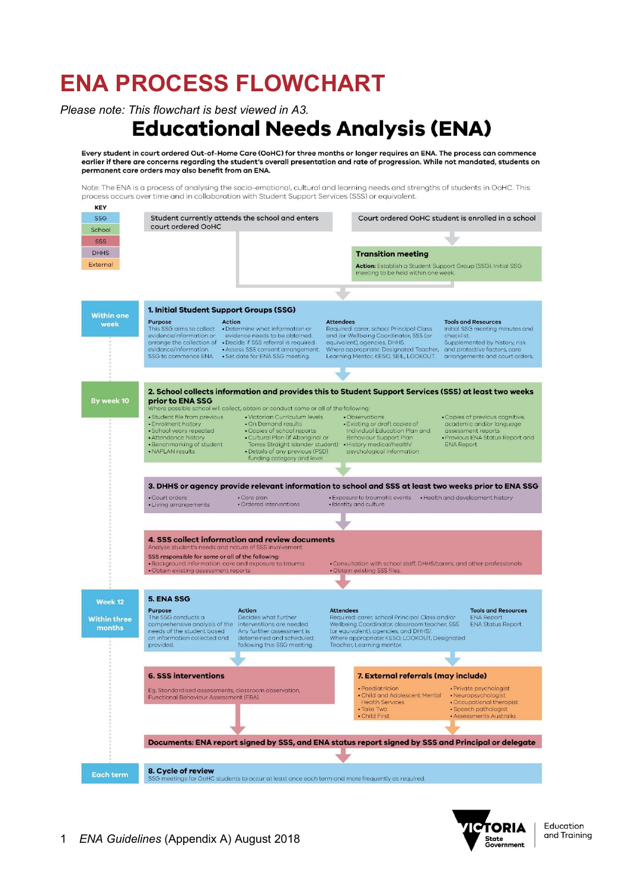# ENA PROCESS FLOWCHART

*Please note: This flowchart is best viewed in A3.*

## Educational Needs Analysis (ENA)

**Every student in court ordered Out-of-Home Care (OoHC) for three months or longer requires an ENA. The process can commence earlier if there are concerns regarding the student's overall presentation and rate of progression. While not mandated, students on permanent care orders may also benefit from an ENA.**

Note: The ENA is a process of analysing the socio-emotional, cultural and learning needs and strengths of students in OoHC. This process occurs over time and in collaboration with Student Support Services (SSS) or equivalent.

**KEY**

- SSG
- School
- SSS
- DHHS
- External

Student currently attends the school and enters court ordered OoHC

Court ordered OoHC student is enrolled in a school

**Transition meeting**

**Action:** Establish a Student Support Group (SSG). Initial SSG meeting to be held within one week.

**Within one week**

### 1. Initial Student Support Groups (SSG)

**Purpose**
This SSG aims to collect evidence/information or arrange the collection of evidence/information. SSG to commence ENA.

**Action**
- Determine what information or evidence needs to be obtained.
- Decide if SSS referral is required.
- Assess SSS consent arrangement.
- Set date for ENA SSG meeting.

**Attendees**
Required: carer, school Principal Class and /or Wellbeing Coordinator, SSS (or equivalent), agencies, DHHS.
Where appropriate: Designated Teacher, Learning Mentor, KESO, SEIL, LOOKOUT.

**Tools and Resources**
Initial SSG meeting minutes and checklist.
Supplemented by history, risk and protective factors, care arrangements and court orders.

**By week 10**

### 2. School collects information and provides this to Student Support Services (SSS) at least two weeks prior to ENA SSG

Where possible school will collect, obtain or conduct some or all of the following:

- Student file from previous
- Enrolment history
- School years repeated
- Attendance history
- Benchmarking of student
- NAPLAN results
- Victorian Curriculum levels
- On Demand results
- Copies of school reports
- Cultural Plan (if Aboriginal or Torres Straight Islander student)
- Details of any previous (PSD) funding category and level
- Observations
- Existing or draft copies of Individual Education Plan and Behaviour Support Plan
- History medical/health/ psychological information
- Copies of previous cognitive, academic and/or language assessment reports
- Previous ENA Status Report and ENA Report

### 3. DHHS or agency provide relevant information to school and SSS at least two weeks prior to ENA SSG

- Court orders
- Living arrangements
- Core plan
- Ordered interventions
- Exposure to traumatic events
- Identity and culture
- Health and development history

### 4. SSS collect information and review documents

Analyse student's needs and nature of SSS involvement

SSS responsible for some or all of the following:

- Background information: care and exposure to trauma
- Obtain existing assessment reports
- Consultation with school staff, DHHS/carers, and other professionals
- Obtain existing SSS files.

**Week 12**

**Within three months**

### 5. ENA SSG

**Purpose**
The SSG conducts a comprehensive analysis of the needs of the student based on information collected and provided.

**Action**
Decides what further interventions are needed. Any further assessment is determined and scheduled following this SSG meeting.

**Attendees**
Required: carer, school Principal Class and/or Wellbeing Coordinator, classroom teacher, SSS (or equivalent), agencies, and DHHS/.
Where appropriate: KESO, LOOKOUT, Designated Teacher, Learning mentor.

**Tools and Resources**
ENA Report
ENA Status Report

### 6. SSS interventions

Eg. Standardised assessments, classroom observation, Functional Behaviour Assessment (FBA).

### 7. External referrals (may include)

- Paediatrician
- Child and Adolescent Mental Health Services
- Take Two
- Child First
- Private psychologist
- Neuropsychologist
- Occupational therapist
- Speech pathologist
- Assessments Australia

**Documents: ENA report signed by SSS, and ENA status report signed by SSS and Principal or delegate**

**Each term**

### 8. Cycle of review

SSG meetings for OoHC students to occur at least once each term and more frequently as required.

*ENA Guidelines* (Appendix A) August 2018

VICTORIA State Government — Education and Training